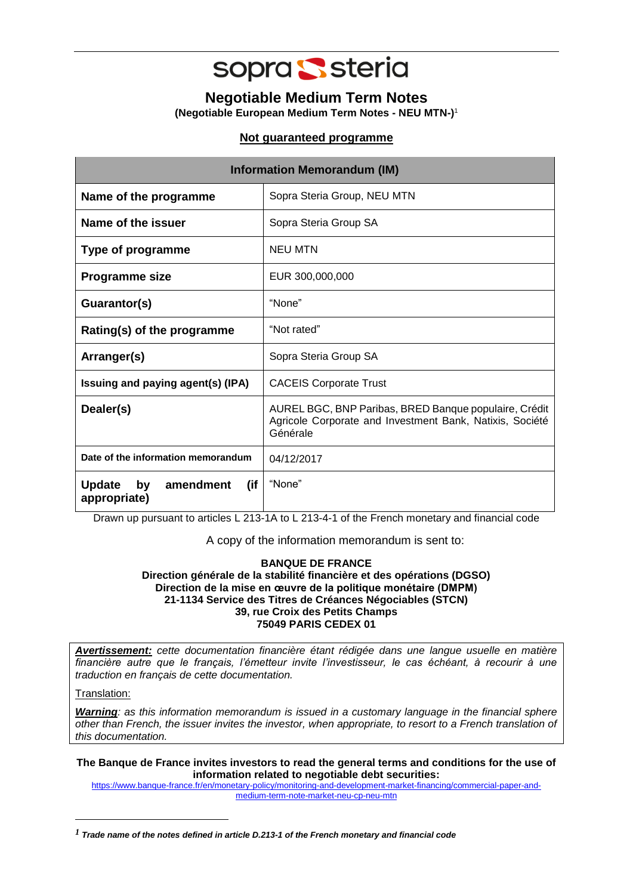sopra steria

# Negotiable Medium Term Notes

**(Negotiable European Medium Term Notes - NEU MTN-)**[1]

**Not guaranteed programme**

| Information Memorandum (IM) | |
|---|---|
| **Name of the programme** | Sopra Steria Group, NEU MTN |
| **Name of the issuer** | Sopra Steria Group SA |
| **Type of programme** | NEU MTN |
| **Programme size** | EUR 300,000,000 |
| **Guarantor(s)** | "None" |
| **Rating(s) of the programme** | "Not rated" |
| **Arranger(s)** | Sopra Steria Group SA |
| **Issuing and paying agent(s) (IPA)** | CACEIS Corporate Trust |
| **Dealer(s)** | AUREL BGC, BNP Paribas, BRED Banque populaire, Crédit Agricole Corporate and Investment Bank, Natixis, Société Générale |
| **Date of the information memorandum** | 04/12/2017 |
| **Update by amendment (if appropriate)** | "None" |

Drawn up pursuant to articles L 213-1A to L 213-4-1 of the French monetary and financial code

A copy of the information memorandum is sent to:

**BANQUE DE FRANCE**
**Direction générale de la stabilité financière et des opérations (DGSO)**
**Direction de la mise en œuvre de la politique monétaire (DMPM)**
**21-1134 Service des Titres de Créances Négociables (STCN)**
**39, rue Croix des Petits Champs**
**75049 PARIS CEDEX 01**

***Avertissement:*** *cette documentation financière étant rédigée dans une langue usuelle en matière financière autre que le français, l'émetteur invite l'investisseur, le cas échéant, à recourir à une traduction en français de cette documentation.*

Translation:

***Warning****: as this information memorandum is issued in a customary language in the financial sphere other than French, the issuer invites the investor, when appropriate, to resort to a French translation of this documentation.*

**The Banque de France invites investors to read the general terms and conditions for the use of information related to negotiable debt securities:**
https://www.banque-france.fr/en/monetary-policy/monitoring-and-development-market-financing/commercial-paper-and-medium-term-note-market-neu-cp-neu-mtn

[1] ***Trade name of the notes defined in article D.213-1 of the French monetary and financial code***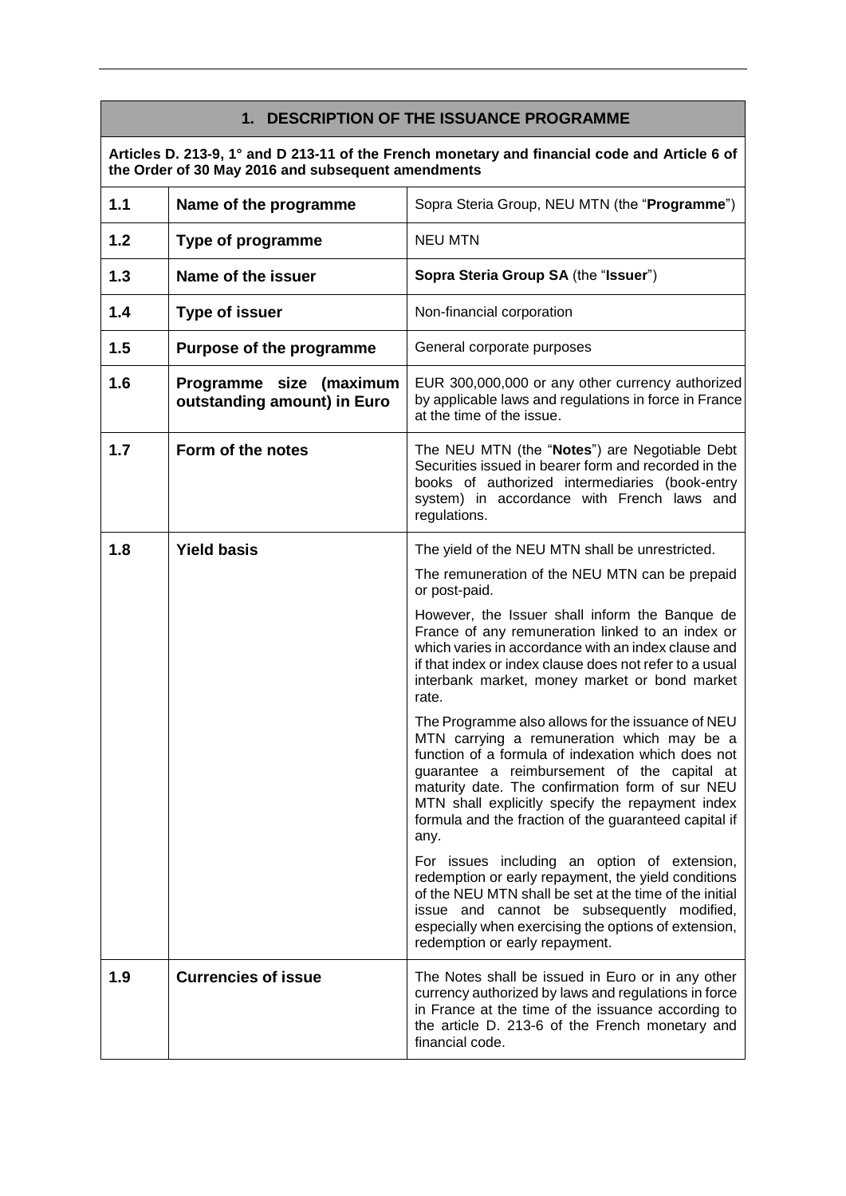| 1. DESCRIPTION OF THE ISSUANCE PROGRAMME | | |
|---|---|---|
| **Articles D. 213-9, 1° and D 213-11 of the French monetary and financial code and Article 6 of the Order of 30 May 2016 and subsequent amendments** | | |
| **1.1** | **Name of the programme** | Sopra Steria Group, NEU MTN (the "**Programme**") |
| **1.2** | **Type of programme** | NEU MTN |
| **1.3** | **Name of the issuer** | **Sopra Steria Group SA** (the "**Issuer**") |
| **1.4** | **Type of issuer** | Non-financial corporation |
| **1.5** | **Purpose of the programme** | General corporate purposes |
| **1.6** | **Programme size (maximum outstanding amount) in Euro** | EUR 300,000,000 or any other currency authorized by applicable laws and regulations in force in France at the time of the issue. |
| **1.7** | **Form of the notes** | The NEU MTN (the "**Notes**") are Negotiable Debt Securities issued in bearer form and recorded in the books of authorized intermediaries (book-entry system) in accordance with French laws and regulations. |
| **1.8** | **Yield basis** | The yield of the NEU MTN shall be unrestricted.<br><br>The remuneration of the NEU MTN can be prepaid or post-paid.<br><br>However, the Issuer shall inform the Banque de France of any remuneration linked to an index or which varies in accordance with an index clause and if that index or index clause does not refer to a usual interbank market, money market or bond market rate.<br><br>The Programme also allows for the issuance of NEU MTN carrying a remuneration which may be a function of a formula of indexation which does not guarantee a reimbursement of the capital at maturity date. The confirmation form of sur NEU MTN shall explicitly specify the repayment index formula and the fraction of the guaranteed capital if any.<br><br>For issues including an option of extension, redemption or early repayment, the yield conditions of the NEU MTN shall be set at the time of the initial issue and cannot be subsequently modified, especially when exercising the options of extension, redemption or early repayment. |
| **1.9** | **Currencies of issue** | The Notes shall be issued in Euro or in any other currency authorized by laws and regulations in force in France at the time of the issuance according to the article D. 213-6 of the French monetary and financial code. |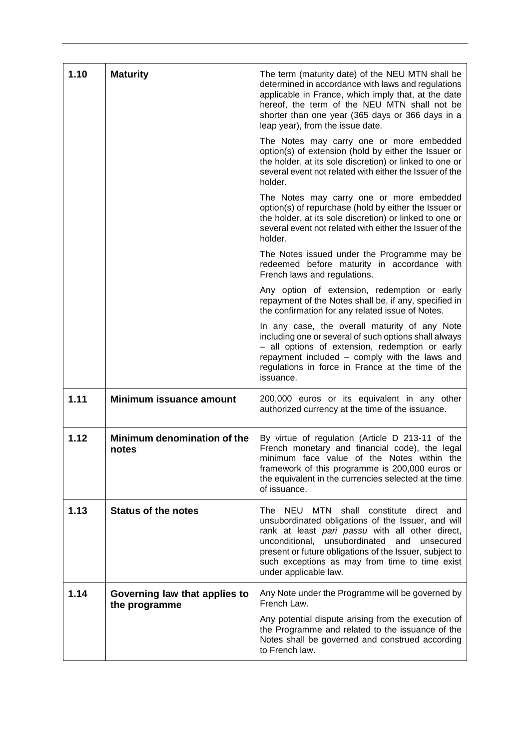| | | |
|---|---|---|
| **1.10** | **Maturity** | The term (maturity date) of the NEU MTN shall be determined in accordance with laws and regulations applicable in France, which imply that, at the date hereof, the term of the NEU MTN shall not be shorter than one year (365 days or 366 days in a leap year), from the issue date.<br><br>The Notes may carry one or more embedded option(s) of extension (hold by either the Issuer or the holder, at its sole discretion) or linked to one or several event not related with either the Issuer of the holder.<br><br>The Notes may carry one or more embedded option(s) of repurchase (hold by either the Issuer or the holder, at its sole discretion) or linked to one or several event not related with either the Issuer of the holder.<br><br>The Notes issued under the Programme may be redeemed before maturity in accordance with French laws and regulations.<br><br>Any option of extension, redemption or early repayment of the Notes shall be, if any, specified in the confirmation for any related issue of Notes.<br><br>In any case, the overall maturity of any Note including one or several of such options shall always – all options of extension, redemption or early repayment included – comply with the laws and regulations in force in France at the time of the issuance. |
| **1.11** | **Minimum issuance amount** | 200,000 euros or its equivalent in any other authorized currency at the time of the issuance. |
| **1.12** | **Minimum denomination of the notes** | By virtue of regulation (Article D 213-11 of the French monetary and financial code), the legal minimum face value of the Notes within the framework of this programme is 200,000 euros or the equivalent in the currencies selected at the time of issuance. |
| **1.13** | **Status of the notes** | The NEU MTN shall constitute direct and unsubordinated obligations of the Issuer, and will rank at least *pari passu* with all other direct, unconditional, unsubordinated and unsecured present or future obligations of the Issuer, subject to such exceptions as may from time to time exist under applicable law. |
| **1.14** | **Governing law that applies to the programme** | Any Note under the Programme will be governed by French Law.<br><br>Any potential dispute arising from the execution of the Programme and related to the issuance of the Notes shall be governed and construed according to French law. |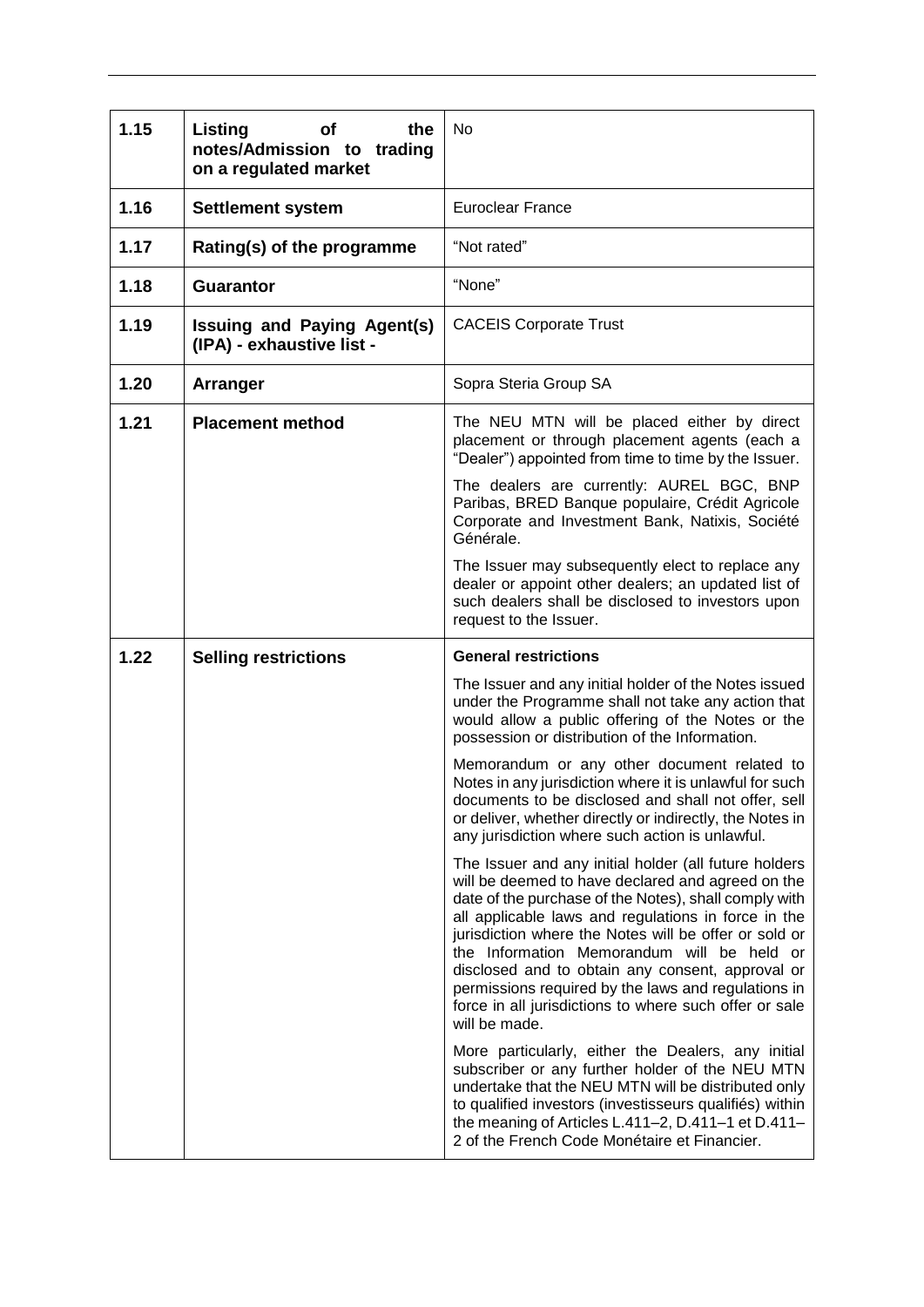| | | |
|---|---|---|
| 1.15 | **Listing of the notes/Admission to trading on a regulated market** | No |
| 1.16 | **Settlement system** | Euroclear France |
| 1.17 | **Rating(s) of the programme** | "Not rated" |
| 1.18 | **Guarantor** | "None" |
| 1.19 | **Issuing and Paying Agent(s) (IPA) - exhaustive list -** | CACEIS Corporate Trust |
| 1.20 | **Arranger** | Sopra Steria Group SA |
| 1.21 | **Placement method** | The NEU MTN will be placed either by direct placement or through placement agents (each a "Dealer") appointed from time to time by the Issuer.<br><br>The dealers are currently: AUREL BGC, BNP Paribas, BRED Banque populaire, Crédit Agricole Corporate and Investment Bank, Natixis, Société Générale.<br><br>The Issuer may subsequently elect to replace any dealer or appoint other dealers; an updated list of such dealers shall be disclosed to investors upon request to the Issuer. |
| 1.22 | **Selling restrictions** | **General restrictions**<br><br>The Issuer and any initial holder of the Notes issued under the Programme shall not take any action that would allow a public offering of the Notes or the possession or distribution of the Information.<br><br>Memorandum or any other document related to Notes in any jurisdiction where it is unlawful for such documents to be disclosed and shall not offer, sell or deliver, whether directly or indirectly, the Notes in any jurisdiction where such action is unlawful.<br><br>The Issuer and any initial holder (all future holders will be deemed to have declared and agreed on the date of the purchase of the Notes), shall comply with all applicable laws and regulations in force in the jurisdiction where the Notes will be offer or sold or the Information Memorandum will be held or disclosed and to obtain any consent, approval or permissions required by the laws and regulations in force in all jurisdictions to where such offer or sale will be made.<br><br>More particularly, either the Dealers, any initial subscriber or any further holder of the NEU MTN undertake that the NEU MTN will be distributed only to qualified investors (investisseurs qualifiés) within the meaning of Articles L.411–2, D.411–1 et D.411–2 of the French Code Monétaire et Financier. |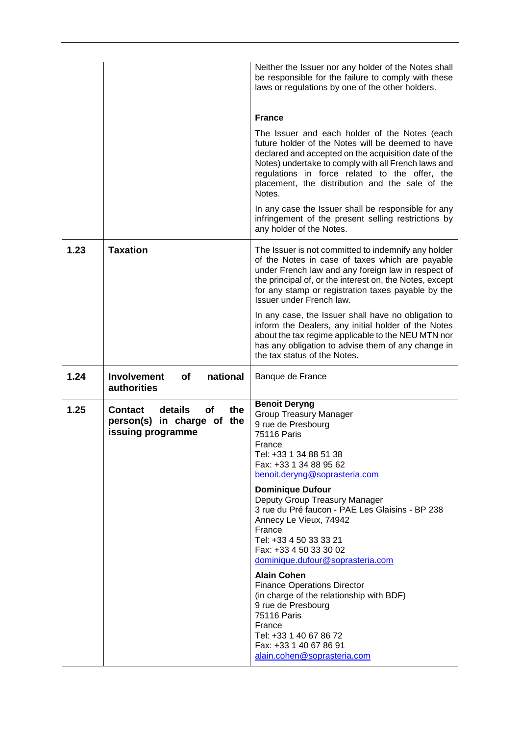| | | |
|---|---|---|
| | | Neither the Issuer nor any holder of the Notes shall be responsible for the failure to comply with these laws or regulations by one of the other holders.<br><br>**France**<br><br>The Issuer and each holder of the Notes (each future holder of the Notes will be deemed to have declared and accepted on the acquisition date of the Notes) undertake to comply with all French laws and regulations in force related to the offer, the placement, the distribution and the sale of the Notes.<br><br>In any case the Issuer shall be responsible for any infringement of the present selling restrictions by any holder of the Notes. |
| **1.23** | **Taxation** | The Issuer is not committed to indemnify any holder of the Notes in case of taxes which are payable under French law and any foreign law in respect of the principal of, or the interest on, the Notes, except for any stamp or registration taxes payable by the Issuer under French law.<br><br>In any case, the Issuer shall have no obligation to inform the Dealers, any initial holder of the Notes about the tax regime applicable to the NEU MTN nor has any obligation to advise them of any change in the tax status of the Notes. |
| **1.24** | **Involvement of national authorities** | Banque de France |
| **1.25** | **Contact details of the person(s) in charge of the issuing programme** | **Benoit Deryng**<br>Group Treasury Manager<br>9 rue de Presbourg<br>75116 Paris<br>France<br>Tel: +33 1 34 88 51 38<br>Fax: +33 1 34 88 95 62<br>benoit.deryng@soprasteria.com<br><br>**Dominique Dufour**<br>Deputy Group Treasury Manager<br>3 rue du Pré faucon - PAE Les Glaisins - BP 238<br>Annecy Le Vieux, 74942<br>France<br>Tel: +33 4 50 33 33 21<br>Fax: +33 4 50 33 30 02<br>dominique.dufour@soprasteria.com<br><br>**Alain Cohen**<br>Finance Operations Director<br>(in charge of the relationship with BDF)<br>9 rue de Presbourg<br>75116 Paris<br>France<br>Tel: +33 1 40 67 86 72<br>Fax: +33 1 40 67 86 91<br>alain.cohen@soprasteria.com |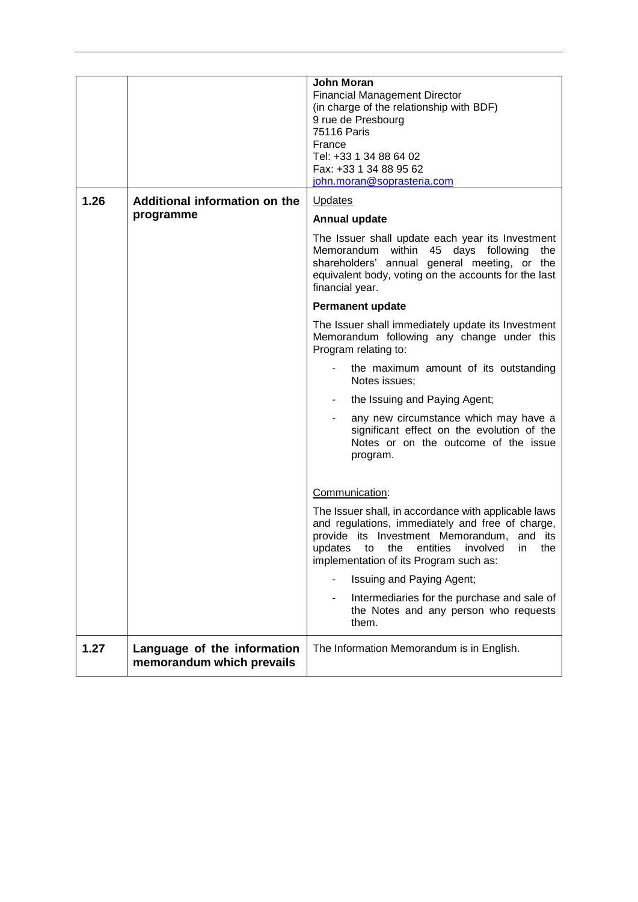| | | |
|---|---|---|
| | | **John Moran**<br>Financial Management Director<br>(in charge of the relationship with BDF)<br>9 rue de Presbourg<br>75116 Paris<br>France<br>Tel: +33 1 34 88 64 02<br>Fax: +33 1 34 88 95 62<br>john.moran@soprasteria.com |
| **1.26** | **Additional information on the programme** | Updates<br><br>**Annual update**<br><br>The Issuer shall update each year its Investment Memorandum within 45 days following the shareholders' annual general meeting, or the equivalent body, voting on the accounts for the last financial year.<br><br>**Permanent update**<br><br>The Issuer shall immediately update its Investment Memorandum following any change under this Program relating to:<br><br>- the maximum amount of its outstanding Notes issues;<br>- the Issuing and Paying Agent;<br>- any new circumstance which may have a significant effect on the evolution of the Notes or on the outcome of the issue program.<br><br>Communication:<br><br>The Issuer shall, in accordance with applicable laws and regulations, immediately and free of charge, provide its Investment Memorandum, and its updates to the entities involved in the implementation of its Program such as:<br><br>- Issuing and Paying Agent;<br>- Intermediaries for the purchase and sale of the Notes and any person who requests them. |
| **1.27** | **Language of the information memorandum which prevails** | The Information Memorandum is in English. |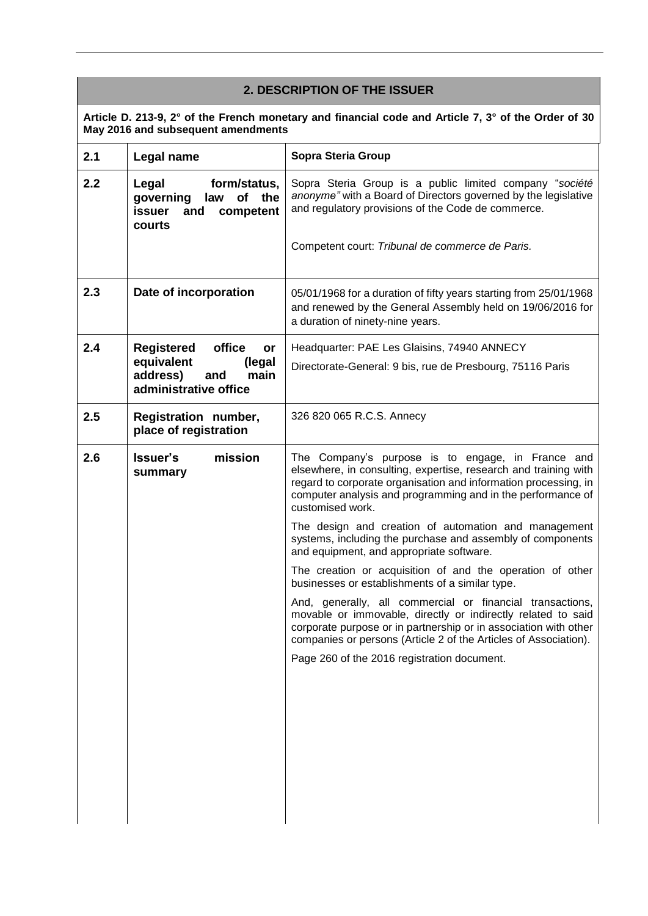| 2. DESCRIPTION OF THE ISSUER | | |
|---|---|---|
| **Article D. 213-9, 2° of the French monetary and financial code and Article 7, 3° of the Order of 30 May 2016 and subsequent amendments** | | |
| **2.1** | **Legal name** | **Sopra Steria Group** |
| **2.2** | **Legal form/status, governing law of the issuer and competent courts** | Sopra Steria Group is a public limited company "*société anonyme"* with a Board of Directors governed by the legislative and regulatory provisions of the Code de commerce.<br><br>Competent court: *Tribunal de commerce de Paris.* |
| **2.3** | **Date of incorporation** | 05/01/1968 for a duration of fifty years starting from 25/01/1968 and renewed by the General Assembly held on 19/06/2016 for a duration of ninety-nine years. |
| **2.4** | **Registered office or equivalent (legal address) and main administrative office** | Headquarter: PAE Les Glaisins, 74940 ANNECY<br><br>Directorate-General: 9 bis, rue de Presbourg, 75116 Paris |
| **2.5** | **Registration number, place of registration** | 326 820 065 R.C.S. Annecy |
| **2.6** | **Issuer's mission summary** | The Company's purpose is to engage, in France and elsewhere, in consulting, expertise, research and training with regard to corporate organisation and information processing, in computer analysis and programming and in the performance of customised work.<br><br>The design and creation of automation and management systems, including the purchase and assembly of components and equipment, and appropriate software.<br><br>The creation or acquisition of and the operation of other businesses or establishments of a similar type.<br><br>And, generally, all commercial or financial transactions, movable or immovable, directly or indirectly related to said corporate purpose or in partnership or in association with other companies or persons (Article 2 of the Articles of Association).<br><br>Page 260 of the 2016 registration document. |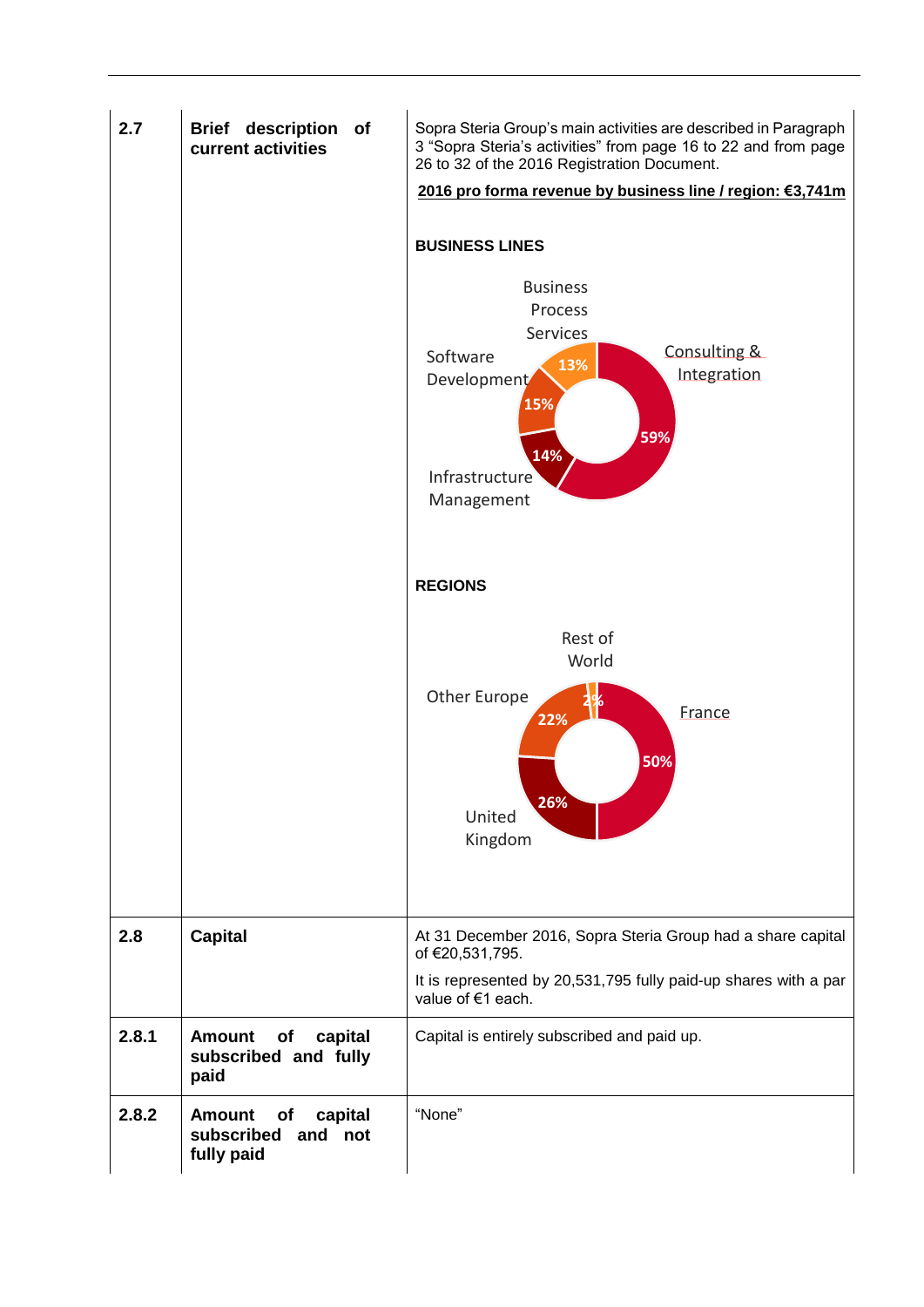| | | |
|---|---|---|
| **2.7** | **Brief description of current activities** | Sopra Steria Group's main activities are described in Paragraph 3 "Sopra Steria's activities" from page 16 to 22 and from page 26 to 32 of the 2016 Registration Document.<br><br>**<u>2016 pro forma revenue by business line / region: €3,741m</u>**<br><br>**BUSINESS LINES**<br><br>Consulting & Integration 59%<br>Infrastructure Management 14%<br>Software Development 15%<br>Business Process Services 13%<br><br>**REGIONS**<br><br>France 50%<br>United Kingdom 26%<br>Other Europe 22%<br>Rest of World 2% |
| **2.8** | **Capital** | At 31 December 2016, Sopra Steria Group had a share capital of €20,531,795.<br><br>It is represented by 20,531,795 fully paid-up shares with a par value of €1 each. |
| **2.8.1** | **Amount of capital subscribed and fully paid** | Capital is entirely subscribed and paid up. |
| **2.8.2** | **Amount of capital subscribed and not fully paid** | "None" |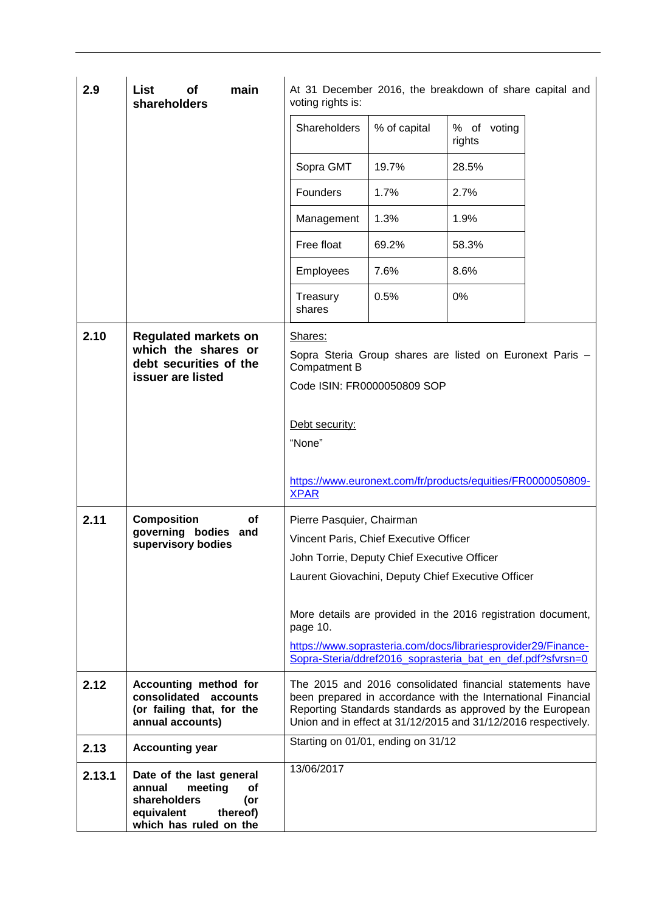| | | |
|---|---|---|
| **2.9** | **List of main shareholders** | At 31 December 2016, the breakdown of share capital and voting rights is:<br><br>Shareholders / % of capital / % of voting rights<br>Sopra GMT / 19.7% / 28.5%<br>Founders / 1.7% / 2.7%<br>Management / 1.3% / 1.9%<br>Free float / 69.2% / 58.3%<br>Employees / 7.6% / 8.6%<br>Treasury shares / 0.5% / 0% |
| **2.10** | **Regulated markets on which the shares or debt securities of the issuer are listed** | Shares:<br>Sopra Steria Group shares are listed on Euronext Paris – Compatment B<br>Code ISIN: FR0000050809 SOP<br><br>Debt security:<br>“None”<br><br>https://www.euronext.com/fr/products/equities/FR0000050809-XPAR |
| **2.11** | **Composition of governing bodies and supervisory bodies** | Pierre Pasquier, Chairman<br>Vincent Paris, Chief Executive Officer<br>John Torrie, Deputy Chief Executive Officer<br>Laurent Giovachini, Deputy Chief Executive Officer<br><br>More details are provided in the 2016 registration document, page 10.<br>https://www.soprasteria.com/docs/librariesprovider29/Finance-Sopra-Steria/ddref2016_soprasteria_bat_en_def.pdf?sfvrsn=0 |
| **2.12** | **Accounting method for consolidated accounts (or failing that, for the annual accounts)** | The 2015 and 2016 consolidated financial statements have been prepared in accordance with the International Financial Reporting Standards standards as approved by the European Union and in effect at 31/12/2015 and 31/12/2016 respectively. |
| **2.13** | **Accounting year** | Starting on 01/01, ending on 31/12 |
| **2.13.1** | **Date of the last general annual meeting of shareholders (or equivalent thereof) which has ruled on the** | 13/06/2017 |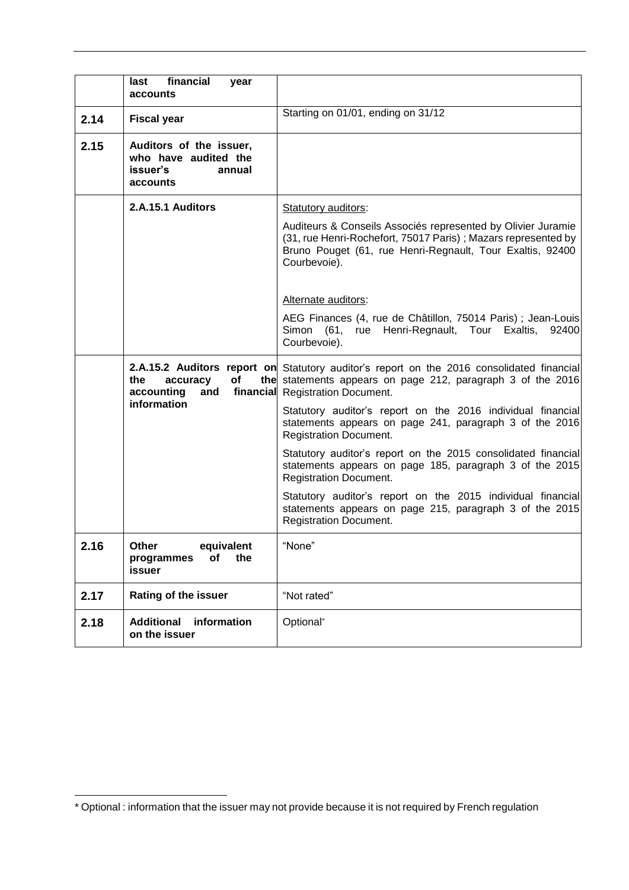| | | |
|---|---|---|
| | **last financial year accounts** | |
| **2.14** | **Fiscal year** | Starting on 01/01, ending on 31/12 |
| **2.15** | **Auditors of the issuer, who have audited the issuer's annual accounts** | |
| | **2.A.15.1 Auditors** | Statutory auditors:<br><br>Auditeurs & Conseils Associés represented by Olivier Juramie (31, rue Henri-Rochefort, 75017 Paris) ; Mazars represented by Bruno Pouget (61, rue Henri-Regnault, Tour Exaltis, 92400 Courbevoie).<br><br>Alternate auditors:<br><br>AEG Finances (4, rue de Châtillon, 75014 Paris) ; Jean-Louis Simon (61, rue Henri-Regnault, Tour Exaltis, 92400 Courbevoie). |
| | **2.A.15.2 Auditors report on the accuracy of the accounting and financial information** | Statutory auditor's report on the 2016 consolidated financial statements appears on page 212, paragraph 3 of the 2016 Registration Document.<br><br>Statutory auditor's report on the 2016 individual financial statements appears on page 241, paragraph 3 of the 2016 Registration Document.<br><br>Statutory auditor's report on the 2015 consolidated financial statements appears on page 185, paragraph 3 of the 2015 Registration Document.<br><br>Statutory auditor's report on the 2015 individual financial statements appears on page 215, paragraph 3 of the 2015 Registration Document. |
| **2.16** | **Other equivalent programmes of the issuer** | "None" |
| **2.17** | **Rating of the issuer** | "Not rated" |
| **2.18** | **Additional information on the issuer** | Optional* |

* Optional : information that the issuer may not provide because it is not required by French regulation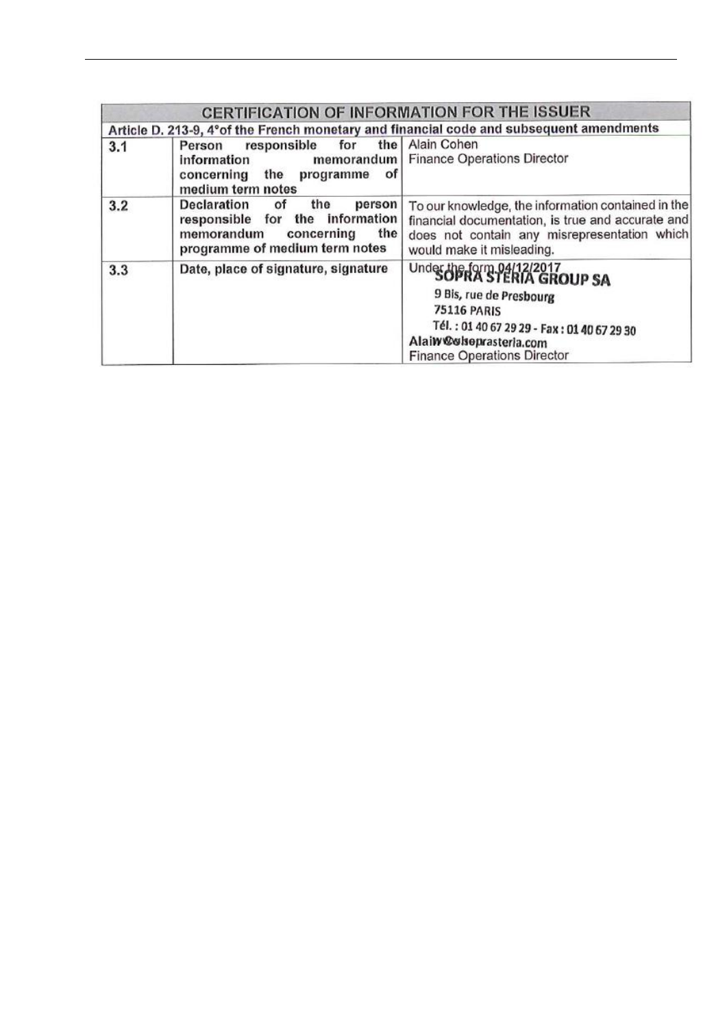| CERTIFICATION OF INFORMATION FOR THE ISSUER | | |
|---|---|---|
| **Article D. 213-9, 4°of the French monetary and financial code and subsequent amendments** | | |
| **3.1** | **Person responsible for the information memorandum concerning the programme of medium term notes** | Alain Cohen<br>Finance Operations Director |
| **3.2** | **Declaration of the person responsible for the information memorandum concerning the programme of medium term notes** | To our knowledge, the information contained in the financial documentation, is true and accurate and does not contain any misrepresentation which would make it misleading. |
| **3.3** | **Date, place of signature, signature** | Under the form 04/12/2017<br>**SOPRA STERIA GROUP SA**<br>9 Bis, rue de Presbourg<br>75116 PARIS<br>Tél. : 01 40 67 29 29 - Fax : 01 40 67 29 30<br>www.soprasteria.com<br>Alain Cohen<br>Finance Operations Director |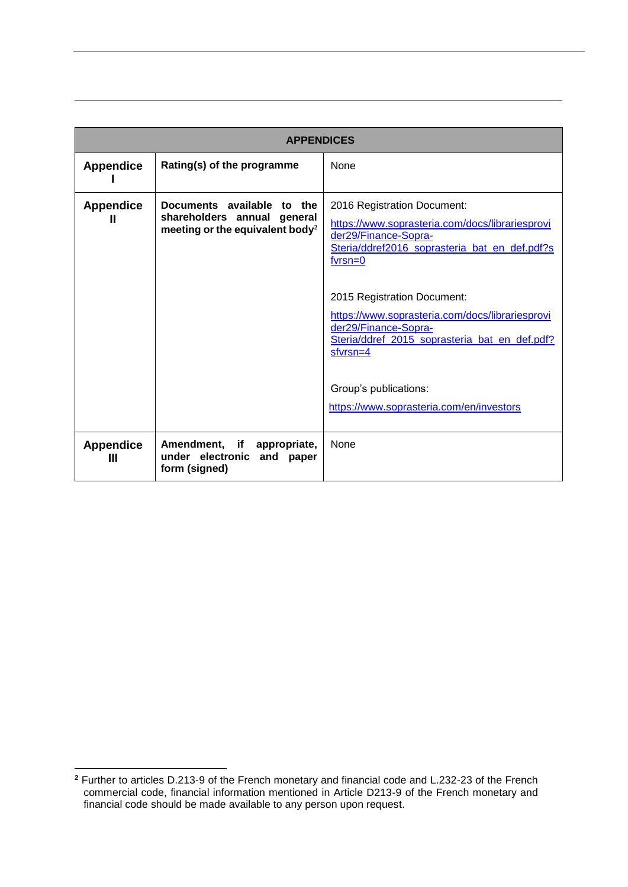| APPENDICES | | |
|---|---|---|
| **Appendice I** | **Rating(s) of the programme** | None |
| **Appendice II** | **Documents available to the shareholders annual general meeting or the equivalent body**[2] | 2016 Registration Document:<br>https://www.soprasteria.com/docs/librariesprovider29/Finance-Sopra-Steria/ddref2016_soprasteria_bat_en_def.pdf?sfvrsn=0<br><br>2015 Registration Document:<br>https://www.soprasteria.com/docs/librariesprovider29/Finance-Sopra-Steria/ddref_2015_soprasteria_bat_en_def.pdf?sfvrsn=4<br><br>Group's publications:<br>https://www.soprasteria.com/en/investors |
| **Appendice III** | **Amendment, if appropriate, under electronic and paper form (signed)** | None |

[2] Further to articles D.213-9 of the French monetary and financial code and L.232-23 of the French commercial code, financial information mentioned in Article D213-9 of the French monetary and financial code should be made available to any person upon request.